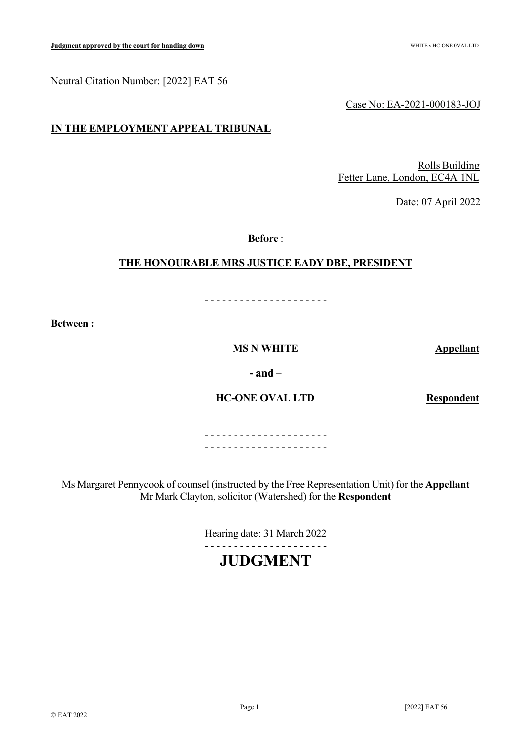Neutral Citation Number: [2022] EAT 56

Case No: EA-2021-000183-JOJ

**IN THE EMPLOYMENT APPEAL TRIBUNAL**

Rolls Building
Fetter Lane, London, EC4A 1NL

Date: 07 April 2022

**Before** :

**THE HONOURABLE MRS JUSTICE EADY DBE, PRESIDENT**

- - - - - - - - - - - - - - - - - - - - -

**Between :**

**MS N WHITE** **Appellant**

**- and –**

**HC-ONE OVAL LTD** **Respondent**

- - - - - - - - - - - - - - - - - - - - -
- - - - - - - - - - - - - - - - - - - - -

Ms Margaret Pennycook of counsel (instructed by the Free Representation Unit) for the **Appellant**
Mr Mark Clayton, solicitor (Watershed) for the **Respondent**

Hearing date: 31 March 2022

- - - - - - - - - - - - - - - - - - - - -

# JUDGMENT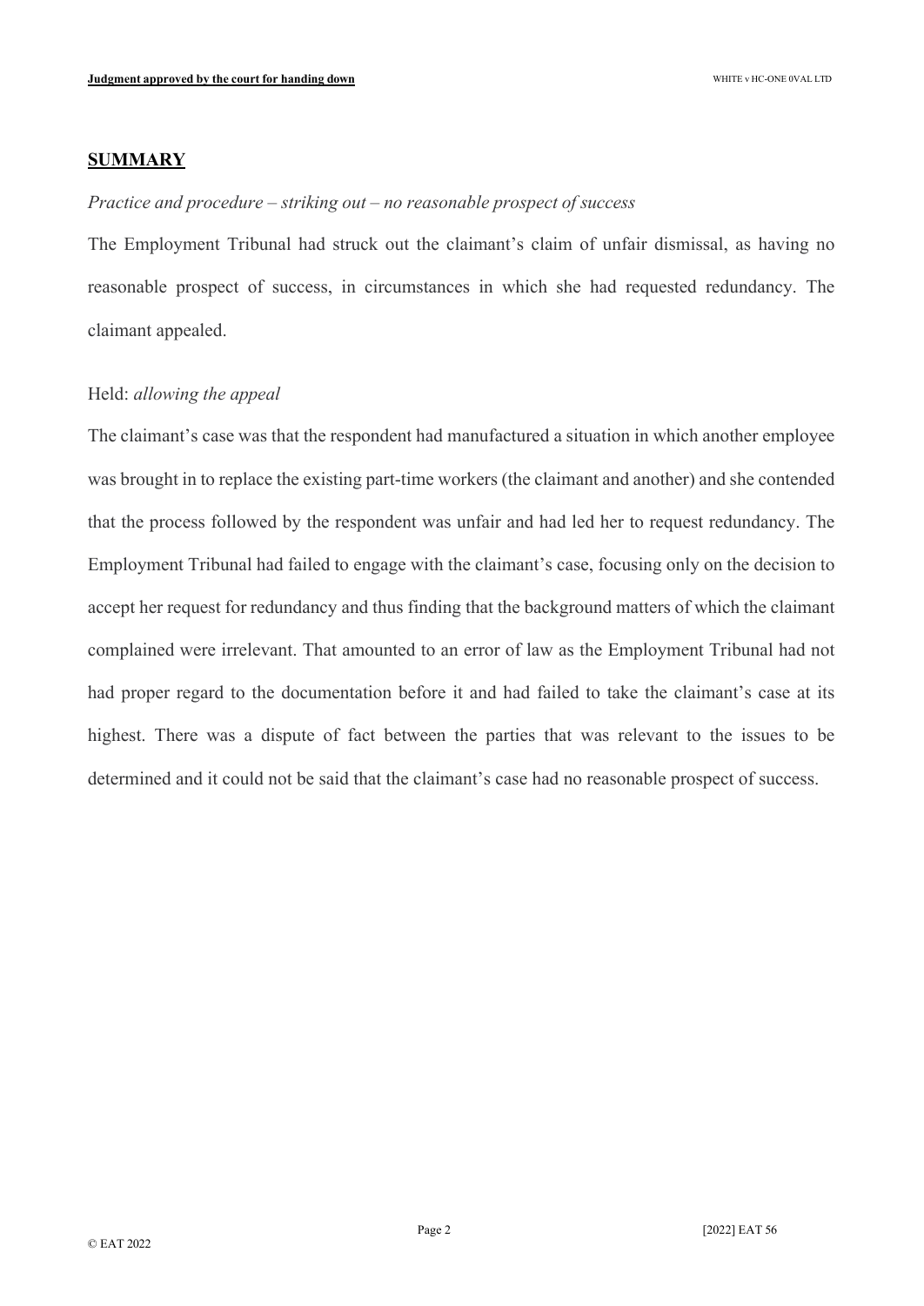## SUMMARY

*Practice and procedure – striking out – no reasonable prospect of success*

The Employment Tribunal had struck out the claimant's claim of unfair dismissal, as having no reasonable prospect of success, in circumstances in which she had requested redundancy. The claimant appealed.

Held: *allowing the appeal*

The claimant's case was that the respondent had manufactured a situation in which another employee was brought in to replace the existing part-time workers (the claimant and another) and she contended that the process followed by the respondent was unfair and had led her to request redundancy. The Employment Tribunal had failed to engage with the claimant's case, focusing only on the decision to accept her request for redundancy and thus finding that the background matters of which the claimant complained were irrelevant. That amounted to an error of law as the Employment Tribunal had not had proper regard to the documentation before it and had failed to take the claimant's case at its highest. There was a dispute of fact between the parties that was relevant to the issues to be determined and it could not be said that the claimant's case had no reasonable prospect of success.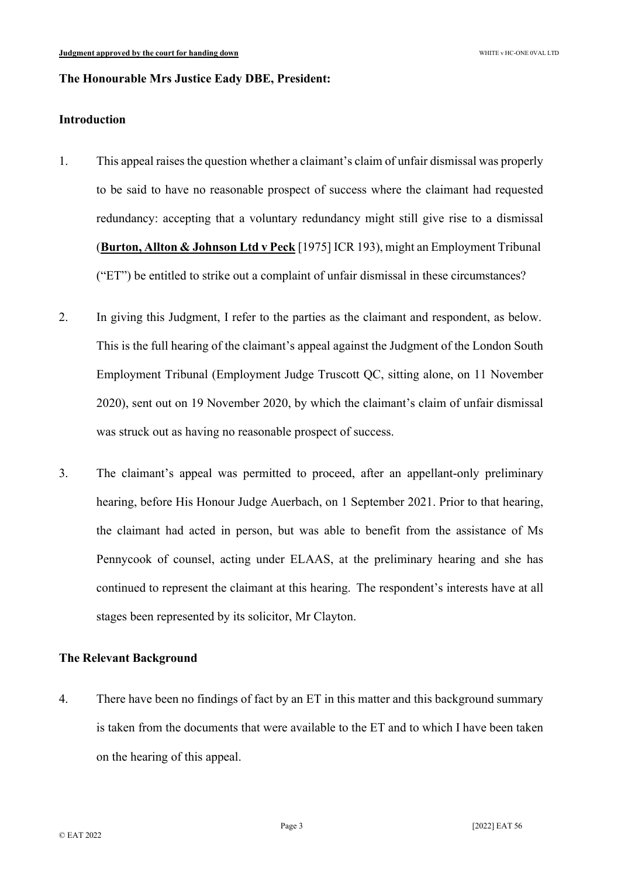**The Honourable Mrs Justice Eady DBE, President:**

**Introduction**

1. This appeal raises the question whether a claimant's claim of unfair dismissal was properly to be said to have no reasonable prospect of success where the claimant had requested redundancy: accepting that a voluntary redundancy might still give rise to a dismissal (**Burton, Allton & Johnson Ltd v Peck** [1975] ICR 193), might an Employment Tribunal ("ET") be entitled to strike out a complaint of unfair dismissal in these circumstances?

2. In giving this Judgment, I refer to the parties as the claimant and respondent, as below. This is the full hearing of the claimant's appeal against the Judgment of the London South Employment Tribunal (Employment Judge Truscott QC, sitting alone, on 11 November 2020), sent out on 19 November 2020, by which the claimant's claim of unfair dismissal was struck out as having no reasonable prospect of success.

3. The claimant's appeal was permitted to proceed, after an appellant-only preliminary hearing, before His Honour Judge Auerbach, on 1 September 2021. Prior to that hearing, the claimant had acted in person, but was able to benefit from the assistance of Ms Pennycook of counsel, acting under ELAAS, at the preliminary hearing and she has continued to represent the claimant at this hearing. The respondent's interests have at all stages been represented by its solicitor, Mr Clayton.

**The Relevant Background**

4. There have been no findings of fact by an ET in this matter and this background summary is taken from the documents that were available to the ET and to which I have been taken on the hearing of this appeal.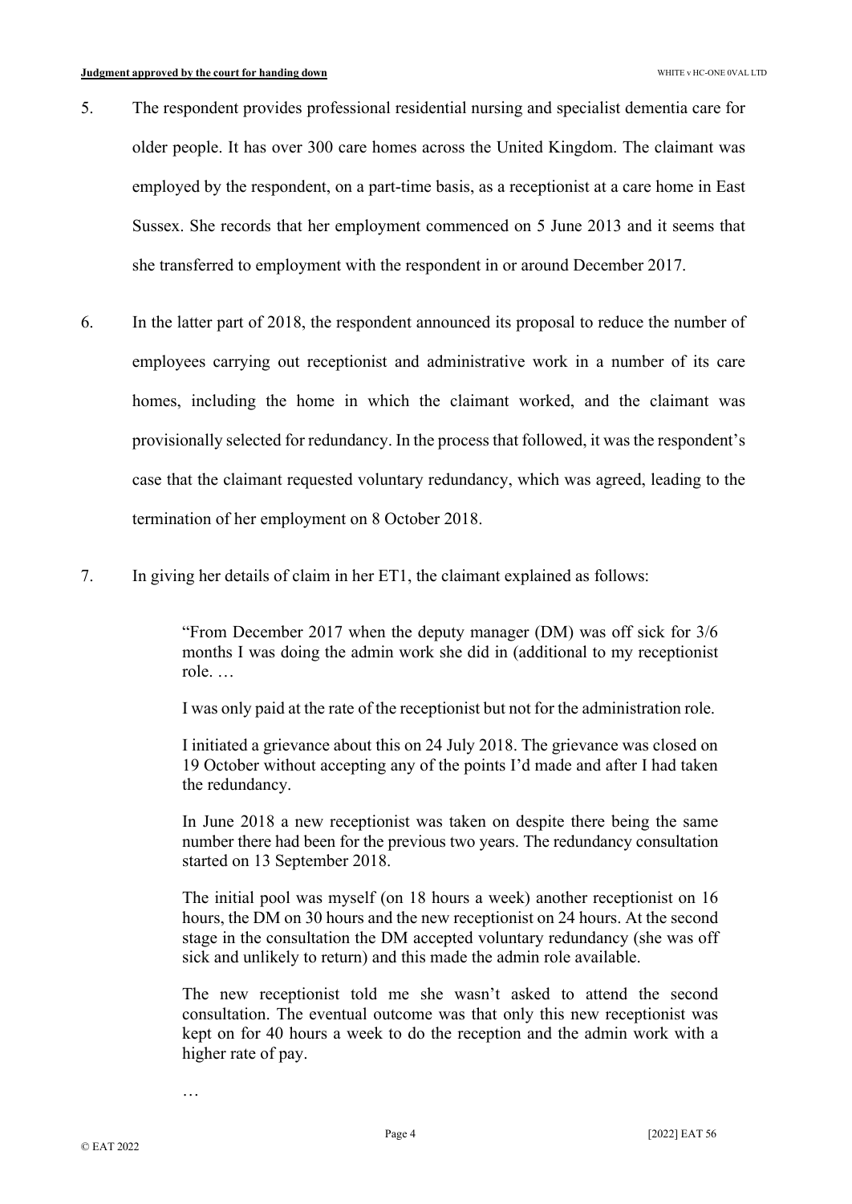5. The respondent provides professional residential nursing and specialist dementia care for older people. It has over 300 care homes across the United Kingdom. The claimant was employed by the respondent, on a part-time basis, as a receptionist at a care home in East Sussex. She records that her employment commenced on 5 June 2013 and it seems that she transferred to employment with the respondent in or around December 2017.

6. In the latter part of 2018, the respondent announced its proposal to reduce the number of employees carrying out receptionist and administrative work in a number of its care homes, including the home in which the claimant worked, and the claimant was provisionally selected for redundancy. In the process that followed, it was the respondent's case that the claimant requested voluntary redundancy, which was agreed, leading to the termination of her employment on 8 October 2018.

7. In giving her details of claim in her ET1, the claimant explained as follows:

> "From December 2017 when the deputy manager (DM) was off sick for 3/6 months I was doing the admin work she did in (additional to my receptionist role. …
>
> I was only paid at the rate of the receptionist but not for the administration role.
>
> I initiated a grievance about this on 24 July 2018. The grievance was closed on 19 October without accepting any of the points I'd made and after I had taken the redundancy.
>
> In June 2018 a new receptionist was taken on despite there being the same number there had been for the previous two years. The redundancy consultation started on 13 September 2018.
>
> The initial pool was myself (on 18 hours a week) another receptionist on 16 hours, the DM on 30 hours and the new receptionist on 24 hours. At the second stage in the consultation the DM accepted voluntary redundancy (she was off sick and unlikely to return) and this made the admin role available.
>
> The new receptionist told me she wasn't asked to attend the second consultation. The eventual outcome was that only this new receptionist was kept on for 40 hours a week to do the reception and the admin work with a higher rate of pay.
>
> …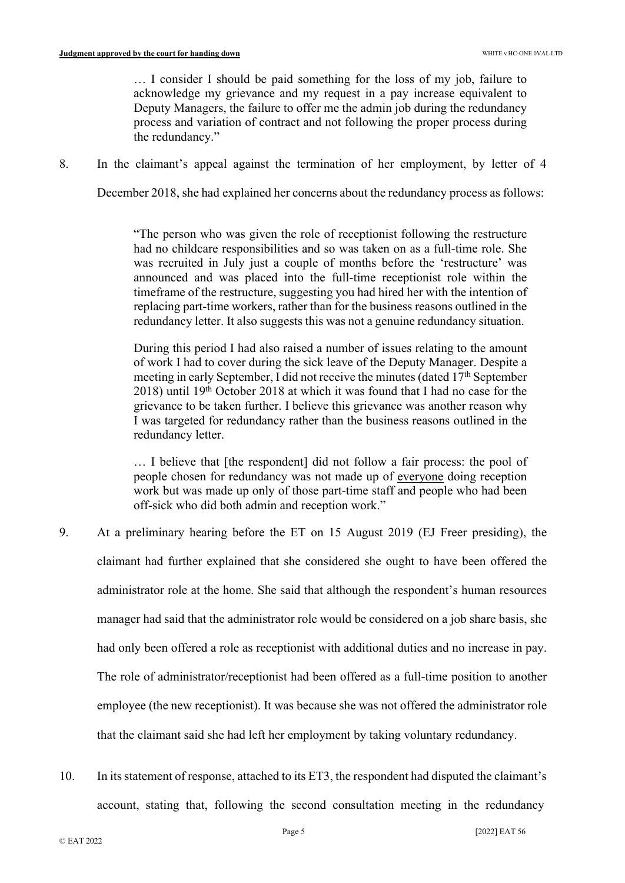> … I consider I should be paid something for the loss of my job, failure to acknowledge my grievance and my request in a pay increase equivalent to Deputy Managers, the failure to offer me the admin job during the redundancy process and variation of contract and not following the proper process during the redundancy."

8. In the claimant's appeal against the termination of her employment, by letter of 4 December 2018, she had explained her concerns about the redundancy process as follows:

> "The person who was given the role of receptionist following the restructure had no childcare responsibilities and so was taken on as a full-time role. She was recruited in July just a couple of months before the 'restructure' was announced and was placed into the full-time receptionist role within the timeframe of the restructure, suggesting you had hired her with the intention of replacing part-time workers, rather than for the business reasons outlined in the redundancy letter. It also suggests this was not a genuine redundancy situation.
>
> During this period I had also raised a number of issues relating to the amount of work I had to cover during the sick leave of the Deputy Manager. Despite a meeting in early September, I did not receive the minutes (dated 17th September 2018) until 19th October 2018 at which it was found that I had no case for the grievance to be taken further. I believe this grievance was another reason why I was targeted for redundancy rather than the business reasons outlined in the redundancy letter.
>
> … I believe that [the respondent] did not follow a fair process: the pool of people chosen for redundancy was not made up of everyone doing reception work but was made up only of those part-time staff and people who had been off-sick who did both admin and reception work."

9. At a preliminary hearing before the ET on 15 August 2019 (EJ Freer presiding), the claimant had further explained that she considered she ought to have been offered the administrator role at the home. She said that although the respondent's human resources manager had said that the administrator role would be considered on a job share basis, she had only been offered a role as receptionist with additional duties and no increase in pay. The role of administrator/receptionist had been offered as a full-time position to another employee (the new receptionist). It was because she was not offered the administrator role that the claimant said she had left her employment by taking voluntary redundancy.

10. In its statement of response, attached to its ET3, the respondent had disputed the claimant's account, stating that, following the second consultation meeting in the redundancy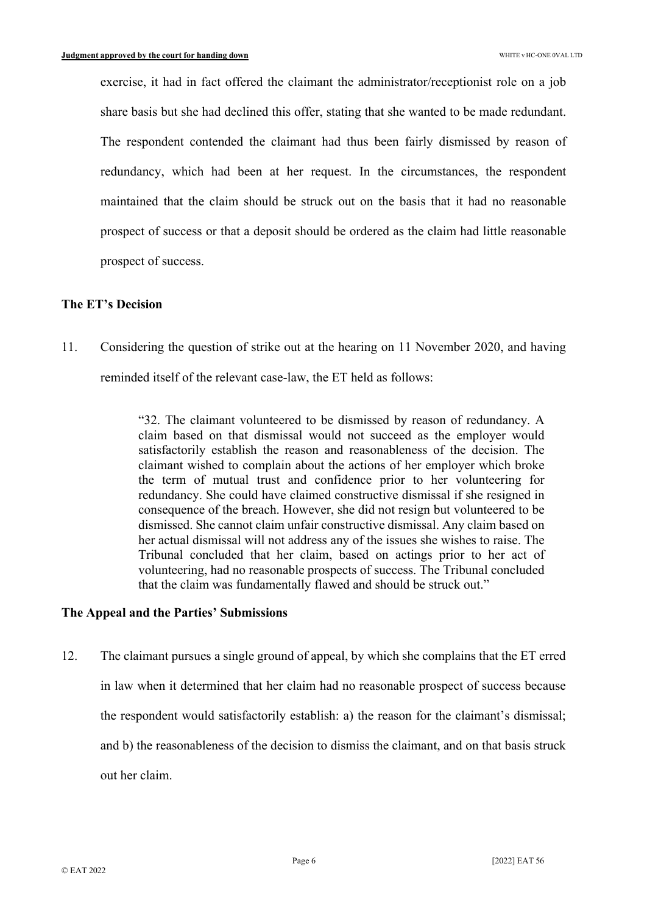exercise, it had in fact offered the claimant the administrator/receptionist role on a job share basis but she had declined this offer, stating that she wanted to be made redundant. The respondent contended the claimant had thus been fairly dismissed by reason of redundancy, which had been at her request. In the circumstances, the respondent maintained that the claim should be struck out on the basis that it had no reasonable prospect of success or that a deposit should be ordered as the claim had little reasonable prospect of success.

## The ET's Decision

11. Considering the question of strike out at the hearing on 11 November 2020, and having reminded itself of the relevant case-law, the ET held as follows:

> "32. The claimant volunteered to be dismissed by reason of redundancy. A claim based on that dismissal would not succeed as the employer would satisfactorily establish the reason and reasonableness of the decision. The claimant wished to complain about the actions of her employer which broke the term of mutual trust and confidence prior to her volunteering for redundancy. She could have claimed constructive dismissal if she resigned in consequence of the breach. However, she did not resign but volunteered to be dismissed. She cannot claim unfair constructive dismissal. Any claim based on her actual dismissal will not address any of the issues she wishes to raise. The Tribunal concluded that her claim, based on actings prior to her act of volunteering, had no reasonable prospects of success. The Tribunal concluded that the claim was fundamentally flawed and should be struck out."

## The Appeal and the Parties' Submissions

12. The claimant pursues a single ground of appeal, by which she complains that the ET erred in law when it determined that her claim had no reasonable prospect of success because the respondent would satisfactorily establish: a) the reason for the claimant's dismissal; and b) the reasonableness of the decision to dismiss the claimant, and on that basis struck out her claim.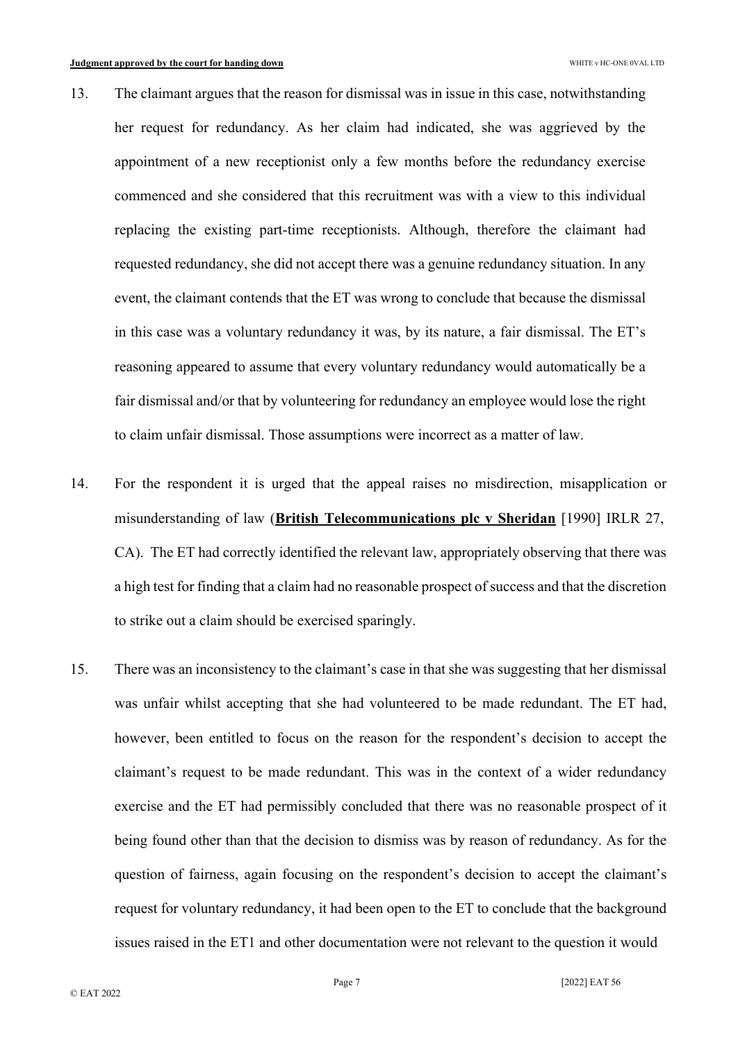13. The claimant argues that the reason for dismissal was in issue in this case, notwithstanding her request for redundancy. As her claim had indicated, she was aggrieved by the appointment of a new receptionist only a few months before the redundancy exercise commenced and she considered that this recruitment was with a view to this individual replacing the existing part-time receptionists. Although, therefore the claimant had requested redundancy, she did not accept there was a genuine redundancy situation. In any event, the claimant contends that the ET was wrong to conclude that because the dismissal in this case was a voluntary redundancy it was, by its nature, a fair dismissal. The ET's reasoning appeared to assume that every voluntary redundancy would automatically be a fair dismissal and/or that by volunteering for redundancy an employee would lose the right to claim unfair dismissal. Those assumptions were incorrect as a matter of law.

14. For the respondent it is urged that the appeal raises no misdirection, misapplication or misunderstanding of law (**British Telecommunications plc v Sheridan** [1990] IRLR 27, CA). The ET had correctly identified the relevant law, appropriately observing that there was a high test for finding that a claim had no reasonable prospect of success and that the discretion to strike out a claim should be exercised sparingly.

15. There was an inconsistency to the claimant's case in that she was suggesting that her dismissal was unfair whilst accepting that she had volunteered to be made redundant. The ET had, however, been entitled to focus on the reason for the respondent's decision to accept the claimant's request to be made redundant. This was in the context of a wider redundancy exercise and the ET had permissibly concluded that there was no reasonable prospect of it being found other than that the decision to dismiss was by reason of redundancy. As for the question of fairness, again focusing on the respondent's decision to accept the claimant's request for voluntary redundancy, it had been open to the ET to conclude that the background issues raised in the ET1 and other documentation were not relevant to the question it would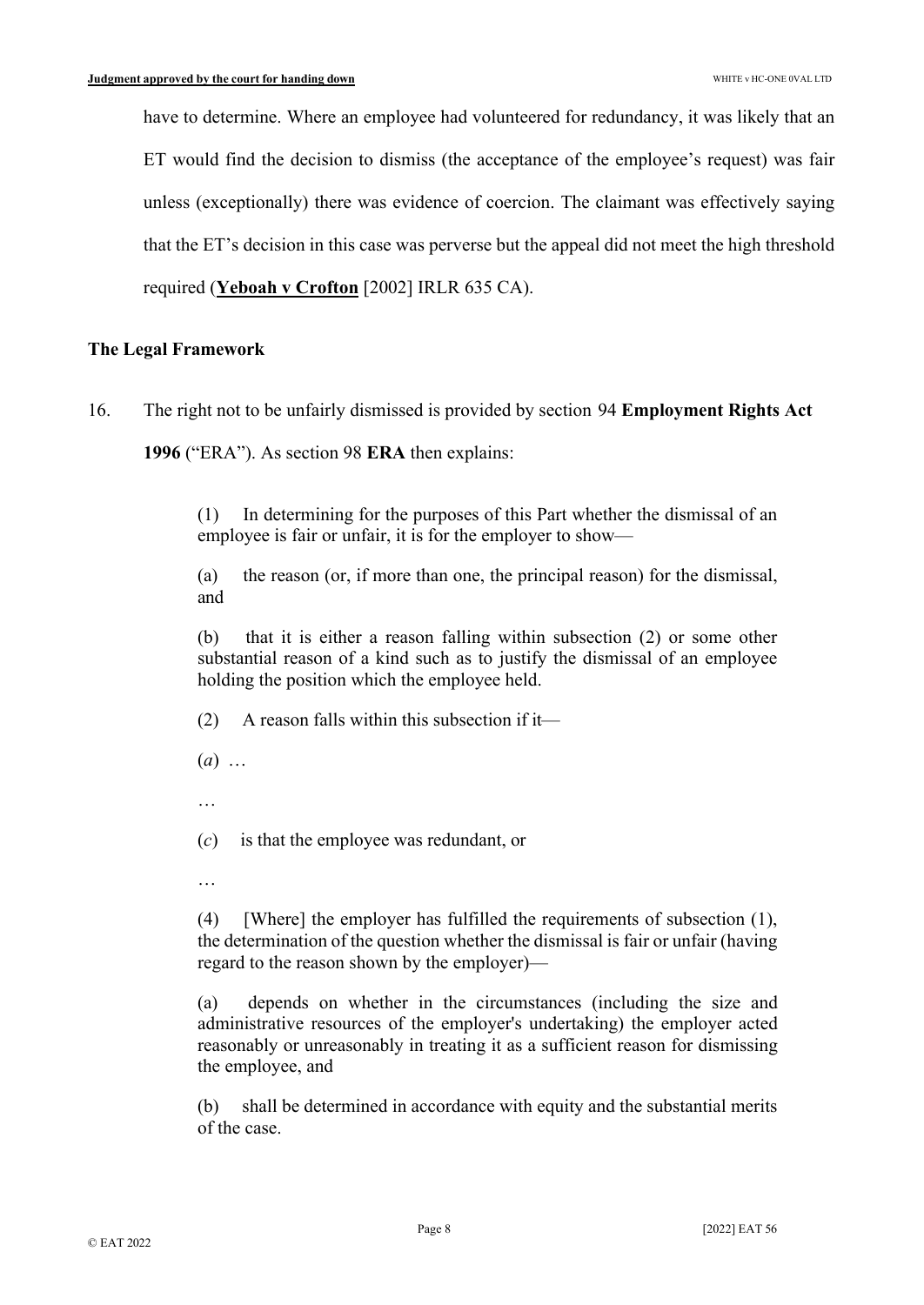have to determine. Where an employee had volunteered for redundancy, it was likely that an ET would find the decision to dismiss (the acceptance of the employee's request) was fair unless (exceptionally) there was evidence of coercion. The claimant was effectively saying that the ET's decision in this case was perverse but the appeal did not meet the high threshold required (**Yeboah v Crofton** [2002] IRLR 635 CA).

## The Legal Framework

16. The right not to be unfairly dismissed is provided by section 94 **Employment Rights Act 1996** ("ERA"). As section 98 **ERA** then explains:

> (1) In determining for the purposes of this Part whether the dismissal of an employee is fair or unfair, it is for the employer to show—
>
> (a) the reason (or, if more than one, the principal reason) for the dismissal, and
>
> (b) that it is either a reason falling within subsection (2) or some other substantial reason of a kind such as to justify the dismissal of an employee holding the position which the employee held.
>
> (2) A reason falls within this subsection if it—
>
> (*a*) …
>
> …
>
> (*c*) is that the employee was redundant, or
>
> …
>
> (4) [Where] the employer has fulfilled the requirements of subsection (1), the determination of the question whether the dismissal is fair or unfair (having regard to the reason shown by the employer)—
>
> (a) depends on whether in the circumstances (including the size and administrative resources of the employer's undertaking) the employer acted reasonably or unreasonably in treating it as a sufficient reason for dismissing the employee, and
>
> (b) shall be determined in accordance with equity and the substantial merits of the case.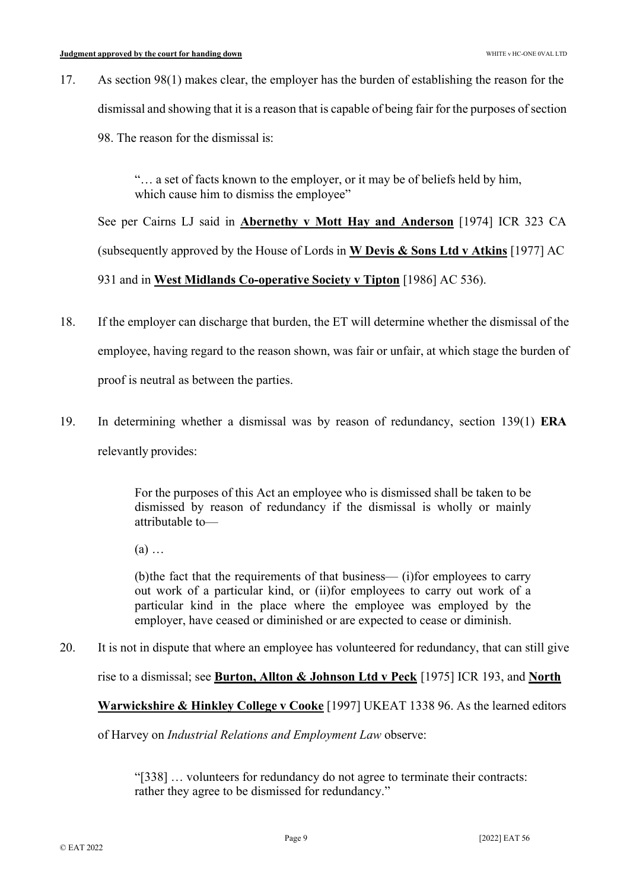17. As section 98(1) makes clear, the employer has the burden of establishing the reason for the dismissal and showing that it is a reason that is capable of being fair for the purposes of section 98. The reason for the dismissal is:

> "… a set of facts known to the employer, or it may be of beliefs held by him, which cause him to dismiss the employee"

See per Cairns LJ said in **Abernethy v Mott Hay and Anderson** [1974] ICR 323 CA (subsequently approved by the House of Lords in **W Devis & Sons Ltd v Atkins** [1977] AC 931 and in **West Midlands Co-operative Society v Tipton** [1986] AC 536).

18. If the employer can discharge that burden, the ET will determine whether the dismissal of the employee, having regard to the reason shown, was fair or unfair, at which stage the burden of proof is neutral as between the parties.

19. In determining whether a dismissal was by reason of redundancy, section 139(1) **ERA** relevantly provides:

> For the purposes of this Act an employee who is dismissed shall be taken to be dismissed by reason of redundancy if the dismissal is wholly or mainly attributable to—
>
> (a) …
>
> (b)the fact that the requirements of that business— (i)for employees to carry out work of a particular kind, or (ii)for employees to carry out work of a particular kind in the place where the employee was employed by the employer, have ceased or diminished or are expected to cease or diminish.

20. It is not in dispute that where an employee has volunteered for redundancy, that can still give rise to a dismissal; see **Burton, Allton & Johnson Ltd v Peck** [1975] ICR 193, and **North Warwickshire & Hinkley College v Cooke** [1997] UKEAT 1338 96. As the learned editors of Harvey on *Industrial Relations and Employment Law* observe:

> "[338] … volunteers for redundancy do not agree to terminate their contracts: rather they agree to be dismissed for redundancy."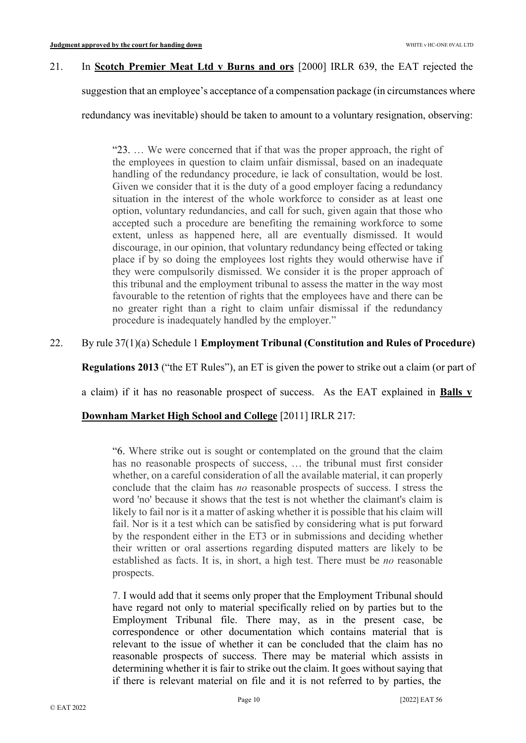21. In **Scotch Premier Meat Ltd v Burns and ors** [2000] IRLR 639, the EAT rejected the suggestion that an employee's acceptance of a compensation package (in circumstances where redundancy was inevitable) should be taken to amount to a voluntary resignation, observing:

> "23. … We were concerned that if that was the proper approach, the right of the employees in question to claim unfair dismissal, based on an inadequate handling of the redundancy procedure, ie lack of consultation, would be lost. Given we consider that it is the duty of a good employer facing a redundancy situation in the interest of the whole workforce to consider as at least one option, voluntary redundancies, and call for such, given again that those who accepted such a procedure are benefiting the remaining workforce to some extent, unless as happened here, all are eventually dismissed. It would discourage, in our opinion, that voluntary redundancy being effected or taking place if by so doing the employees lost rights they would otherwise have if they were compulsorily dismissed. We consider it is the proper approach of this tribunal and the employment tribunal to assess the matter in the way most favourable to the retention of rights that the employees have and there can be no greater right than a right to claim unfair dismissal if the redundancy procedure is inadequately handled by the employer."

22. By rule 37(1)(a) Schedule 1 **Employment Tribunal (Constitution and Rules of Procedure) Regulations 2013** ("the ET Rules"), an ET is given the power to strike out a claim (or part of a claim) if it has no reasonable prospect of success. As the EAT explained in **Balls v Downham Market High School and College** [2011] IRLR 217:

> "6. Where strike out is sought or contemplated on the ground that the claim has no reasonable prospects of success, … the tribunal must first consider whether, on a careful consideration of all the available material, it can properly conclude that the claim has *no* reasonable prospects of success. I stress the word 'no' because it shows that the test is not whether the claimant's claim is likely to fail nor is it a matter of asking whether it is possible that his claim will fail. Nor is it a test which can be satisfied by considering what is put forward by the respondent either in the ET3 or in submissions and deciding whether their written or oral assertions regarding disputed matters are likely to be established as facts. It is, in short, a high test. There must be *no* reasonable prospects.
>
> 7. I would add that it seems only proper that the Employment Tribunal should have regard not only to material specifically relied on by parties but to the Employment Tribunal file. There may, as in the present case, be correspondence or other documentation which contains material that is relevant to the issue of whether it can be concluded that the claim has no reasonable prospects of success. There may be material which assists in determining whether it is fair to strike out the claim. It goes without saying that if there is relevant material on file and it is not referred to by parties, the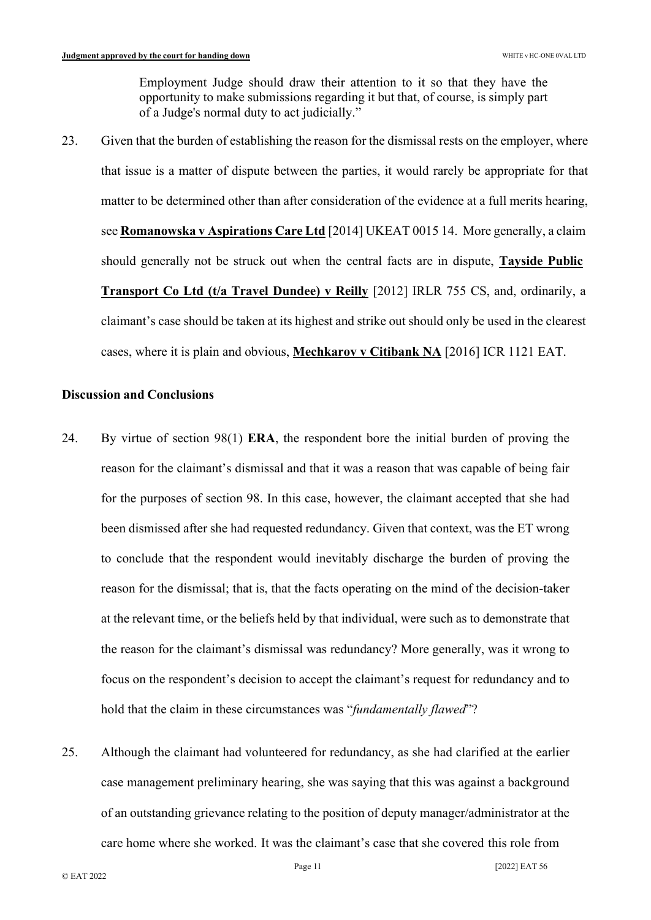Employment Judge should draw their attention to it so that they have the opportunity to make submissions regarding it but that, of course, is simply part of a Judge's normal duty to act judicially."

23. Given that the burden of establishing the reason for the dismissal rests on the employer, where that issue is a matter of dispute between the parties, it would rarely be appropriate for that matter to be determined other than after consideration of the evidence at a full merits hearing, see **Romanowska v Aspirations Care Ltd** [2014] UKEAT 0015 14. More generally, a claim should generally not be struck out when the central facts are in dispute, **Tayside Public Transport Co Ltd (t/a Travel Dundee) v Reilly** [2012] IRLR 755 CS, and, ordinarily, a claimant's case should be taken at its highest and strike out should only be used in the clearest cases, where it is plain and obvious, **Mechkarov v Citibank NA** [2016] ICR 1121 EAT.

## Discussion and Conclusions

24. By virtue of section 98(1) **ERA**, the respondent bore the initial burden of proving the reason for the claimant's dismissal and that it was a reason that was capable of being fair for the purposes of section 98. In this case, however, the claimant accepted that she had been dismissed after she had requested redundancy. Given that context, was the ET wrong to conclude that the respondent would inevitably discharge the burden of proving the reason for the dismissal; that is, that the facts operating on the mind of the decision-taker at the relevant time, or the beliefs held by that individual, were such as to demonstrate that the reason for the claimant's dismissal was redundancy? More generally, was it wrong to focus on the respondent's decision to accept the claimant's request for redundancy and to hold that the claim in these circumstances was "*fundamentally flawed*"?

25. Although the claimant had volunteered for redundancy, as she had clarified at the earlier case management preliminary hearing, she was saying that this was against a background of an outstanding grievance relating to the position of deputy manager/administrator at the care home where she worked. It was the claimant's case that she covered this role from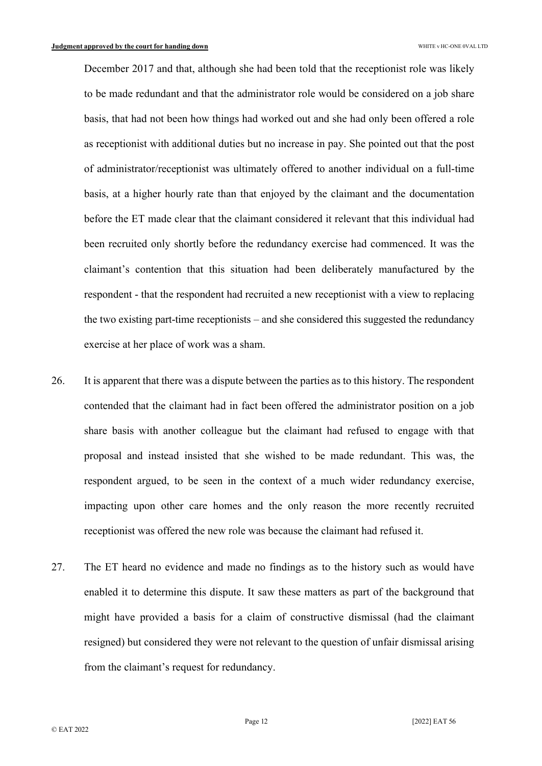December 2017 and that, although she had been told that the receptionist role was likely to be made redundant and that the administrator role would be considered on a job share basis, that had not been how things had worked out and she had only been offered a role as receptionist with additional duties but no increase in pay. She pointed out that the post of administrator/receptionist was ultimately offered to another individual on a full-time basis, at a higher hourly rate than that enjoyed by the claimant and the documentation before the ET made clear that the claimant considered it relevant that this individual had been recruited only shortly before the redundancy exercise had commenced. It was the claimant's contention that this situation had been deliberately manufactured by the respondent - that the respondent had recruited a new receptionist with a view to replacing the two existing part-time receptionists – and she considered this suggested the redundancy exercise at her place of work was a sham.

26. It is apparent that there was a dispute between the parties as to this history. The respondent contended that the claimant had in fact been offered the administrator position on a job share basis with another colleague but the claimant had refused to engage with that proposal and instead insisted that she wished to be made redundant. This was, the respondent argued, to be seen in the context of a much wider redundancy exercise, impacting upon other care homes and the only reason the more recently recruited receptionist was offered the new role was because the claimant had refused it.

27. The ET heard no evidence and made no findings as to the history such as would have enabled it to determine this dispute. It saw these matters as part of the background that might have provided a basis for a claim of constructive dismissal (had the claimant resigned) but considered they were not relevant to the question of unfair dismissal arising from the claimant's request for redundancy.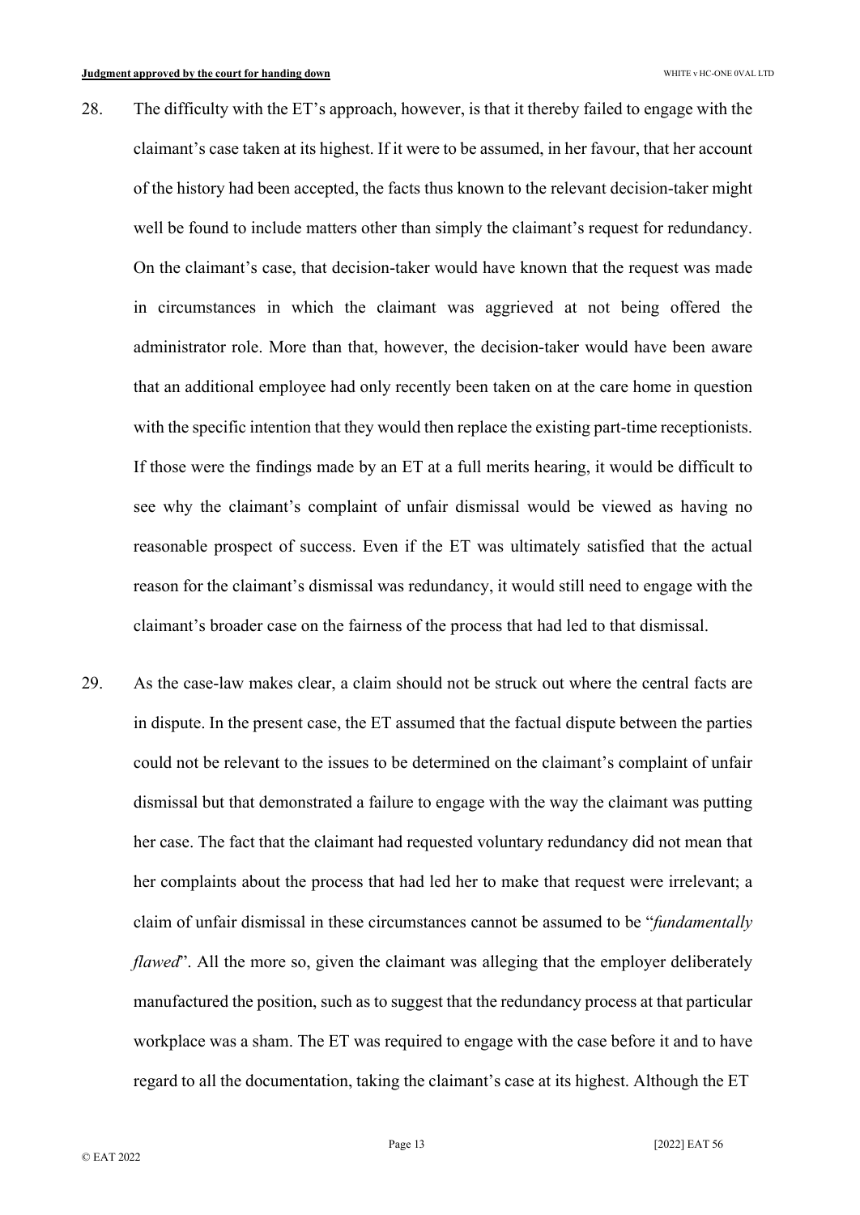28. The difficulty with the ET's approach, however, is that it thereby failed to engage with the claimant's case taken at its highest. If it were to be assumed, in her favour, that her account of the history had been accepted, the facts thus known to the relevant decision-taker might well be found to include matters other than simply the claimant's request for redundancy. On the claimant's case, that decision-taker would have known that the request was made in circumstances in which the claimant was aggrieved at not being offered the administrator role. More than that, however, the decision-taker would have been aware that an additional employee had only recently been taken on at the care home in question with the specific intention that they would then replace the existing part-time receptionists. If those were the findings made by an ET at a full merits hearing, it would be difficult to see why the claimant's complaint of unfair dismissal would be viewed as having no reasonable prospect of success. Even if the ET was ultimately satisfied that the actual reason for the claimant's dismissal was redundancy, it would still need to engage with the claimant's broader case on the fairness of the process that had led to that dismissal.

29. As the case-law makes clear, a claim should not be struck out where the central facts are in dispute. In the present case, the ET assumed that the factual dispute between the parties could not be relevant to the issues to be determined on the claimant's complaint of unfair dismissal but that demonstrated a failure to engage with the way the claimant was putting her case. The fact that the claimant had requested voluntary redundancy did not mean that her complaints about the process that had led her to make that request were irrelevant; a claim of unfair dismissal in these circumstances cannot be assumed to be "*fundamentally flawed*". All the more so, given the claimant was alleging that the employer deliberately manufactured the position, such as to suggest that the redundancy process at that particular workplace was a sham. The ET was required to engage with the case before it and to have regard to all the documentation, taking the claimant's case at its highest. Although the ET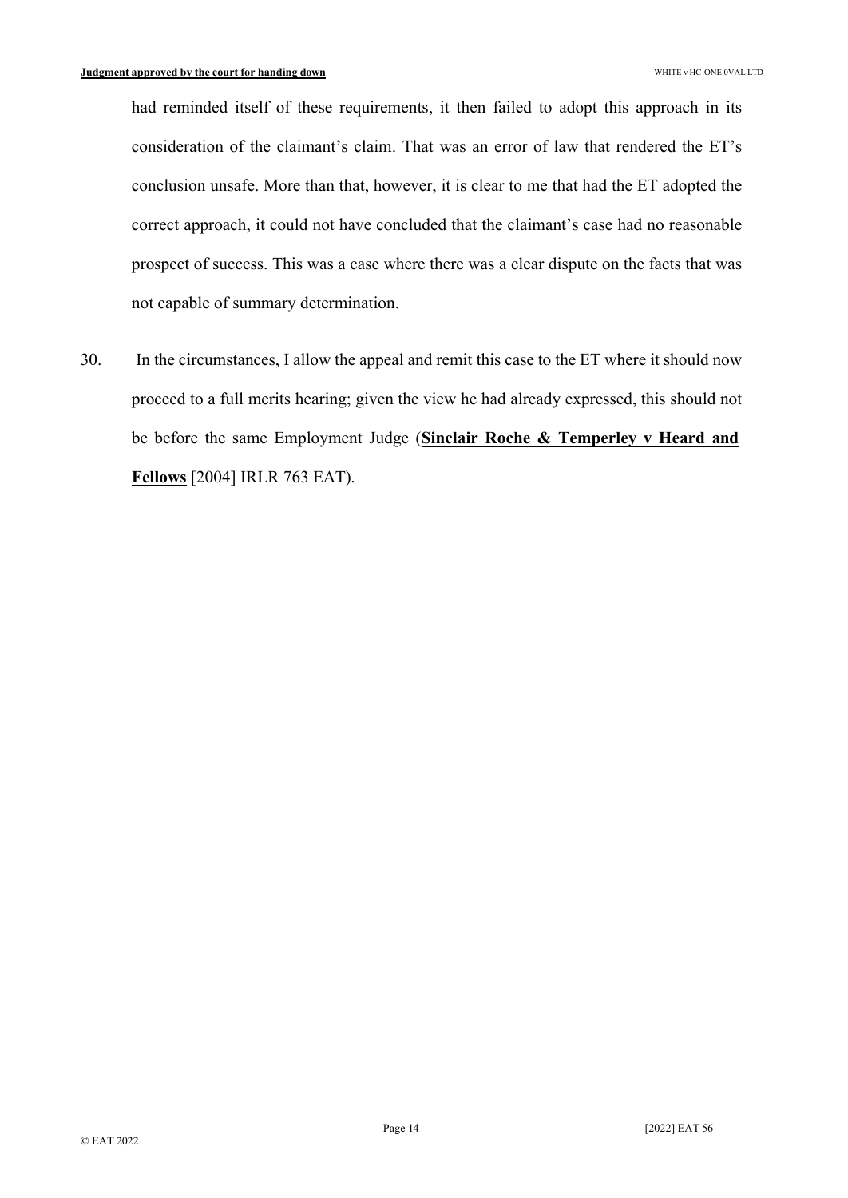had reminded itself of these requirements, it then failed to adopt this approach in its consideration of the claimant's claim. That was an error of law that rendered the ET's conclusion unsafe. More than that, however, it is clear to me that had the ET adopted the correct approach, it could not have concluded that the claimant's case had no reasonable prospect of success. This was a case where there was a clear dispute on the facts that was not capable of summary determination.

30. In the circumstances, I allow the appeal and remit this case to the ET where it should now proceed to a full merits hearing; given the view he had already expressed, this should not be before the same Employment Judge (**Sinclair Roche & Temperley v Heard and Fellows** [2004] IRLR 763 EAT).